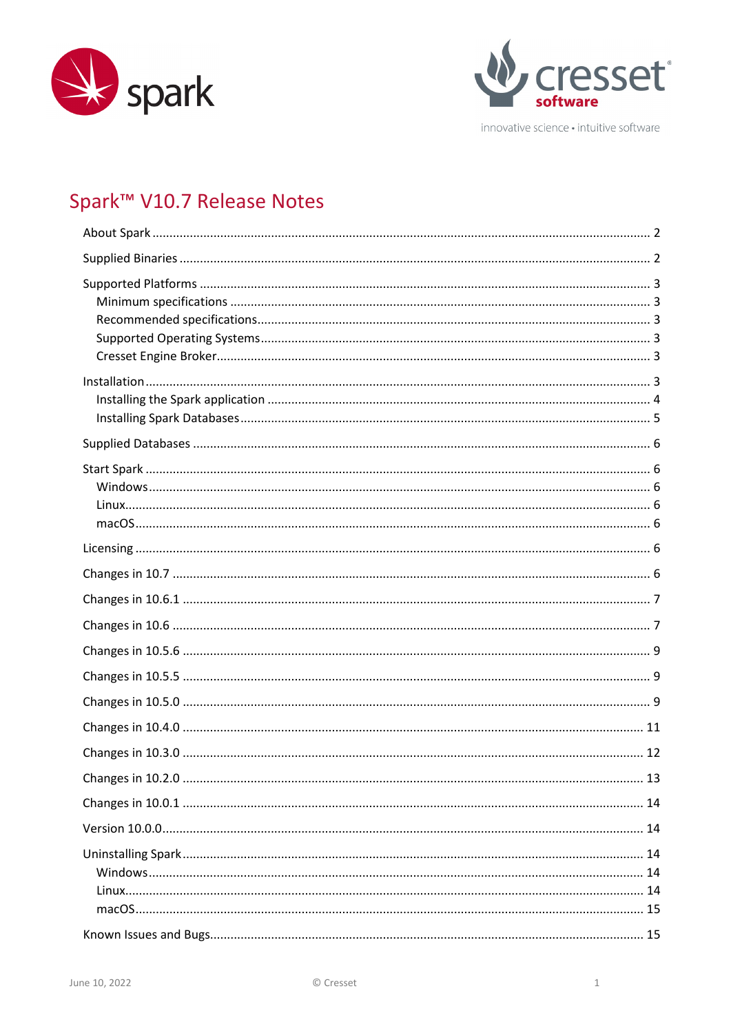spark

cresset software

innovative science • intuitive software

# Spark™ V10.7 Release Notes

About Spark ........ 2

Supplied Binaries ........ 2

Supported Platforms ........ 3
- Minimum specifications ........ 3
- Recommended specifications ........ 3
- Supported Operating Systems ........ 3
- Cresset Engine Broker ........ 3

Installation ........ 3
- Installing the Spark application ........ 4
- Installing Spark Databases ........ 5

Supplied Databases ........ 6

Start Spark ........ 6
- Windows ........ 6
- Linux ........ 6
- macOS ........ 6

Licensing ........ 6

Changes in 10.7 ........ 6

Changes in 10.6.1 ........ 7

Changes in 10.6 ........ 7

Changes in 10.5.6 ........ 9

Changes in 10.5.5 ........ 9

Changes in 10.5.0 ........ 9

Changes in 10.4.0 ........ 11

Changes in 10.3.0 ........ 12

Changes in 10.2.0 ........ 13

Changes in 10.0.1 ........ 14

Version 10.0.0 ........ 14

Uninstalling Spark ........ 14
- Windows ........ 14
- Linux ........ 14
- macOS ........ 15

Known Issues and Bugs ........ 15

June 10, 2022 © Cresset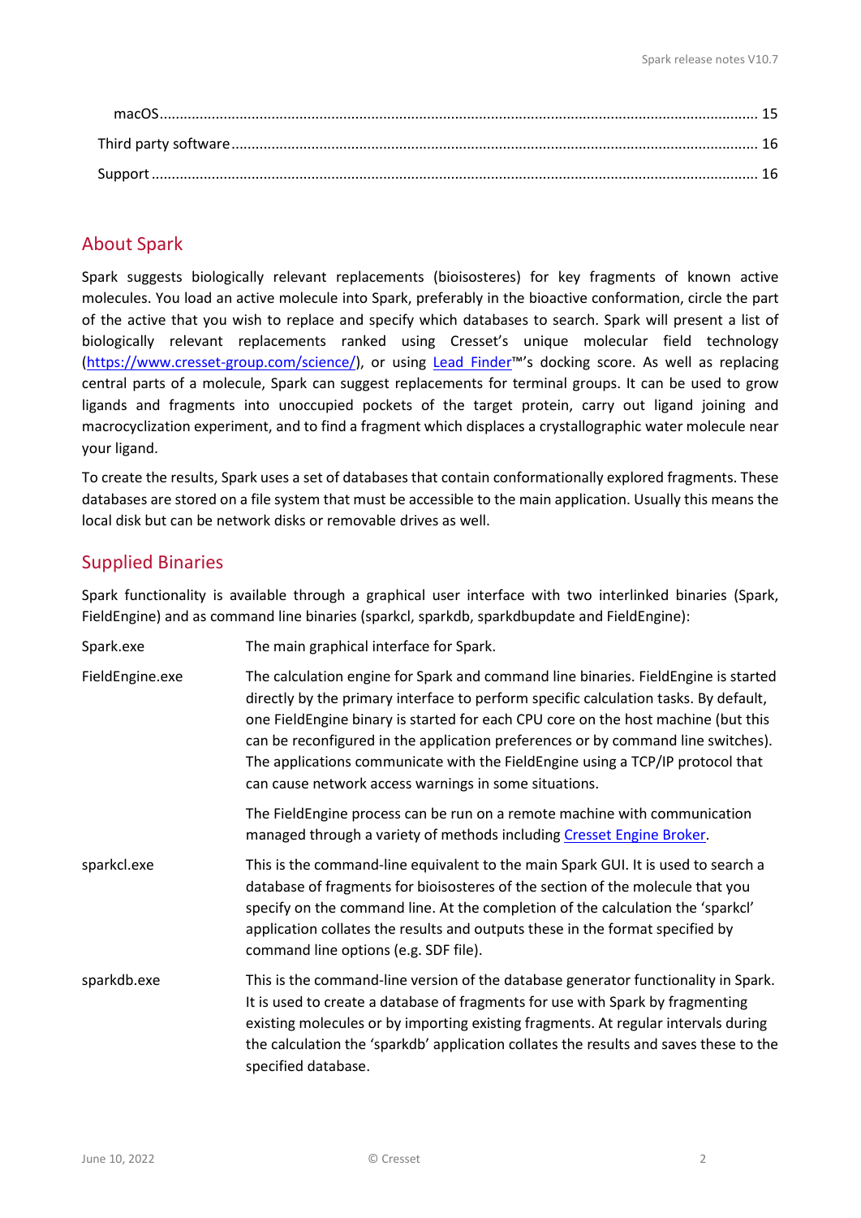macOS ........................................................................................................................................ 15

Third party software ................................................................................................................................ 16

Support ........................................................................................................................................ 16

## About Spark

Spark suggests biologically relevant replacements (bioisosteres) for key fragments of known active molecules. You load an active molecule into Spark, preferably in the bioactive conformation, circle the part of the active that you wish to replace and specify which databases to search. Spark will present a list of biologically relevant replacements ranked using Cresset's unique molecular field technology (https://www.cresset-group.com/science/), or using Lead Finder™'s docking score. As well as replacing central parts of a molecule, Spark can suggest replacements for terminal groups. It can be used to grow ligands and fragments into unoccupied pockets of the target protein, carry out ligand joining and macrocyclization experiment, and to find a fragment which displaces a crystallographic water molecule near your ligand.

To create the results, Spark uses a set of databases that contain conformationally explored fragments. These databases are stored on a file system that must be accessible to the main application. Usually this means the local disk but can be network disks or removable drives as well.

## Supplied Binaries

Spark functionality is available through a graphical user interface with two interlinked binaries (Spark, FieldEngine) and as command line binaries (sparkcl, sparkdb, sparkdbupdate and FieldEngine):

| | |
|---|---|
| Spark.exe | The main graphical interface for Spark. |
| FieldEngine.exe | The calculation engine for Spark and command line binaries. FieldEngine is started directly by the primary interface to perform specific calculation tasks. By default, one FieldEngine binary is started for each CPU core on the host machine (but this can be reconfigured in the application preferences or by command line switches). The applications communicate with the FieldEngine using a TCP/IP protocol that can cause network access warnings in some situations.<br><br>The FieldEngine process can be run on a remote machine with communication managed through a variety of methods including Cresset Engine Broker. |
| sparkcl.exe | This is the command-line equivalent to the main Spark GUI. It is used to search a database of fragments for bioisosteres of the section of the molecule that you specify on the command line. At the completion of the calculation the 'sparkcl' application collates the results and outputs these in the format specified by command line options (e.g. SDF file). |
| sparkdb.exe | This is the command-line version of the database generator functionality in Spark. It is used to create a database of fragments for use with Spark by fragmenting existing molecules or by importing existing fragments. At regular intervals during the calculation the 'sparkdb' application collates the results and saves these to the specified database. |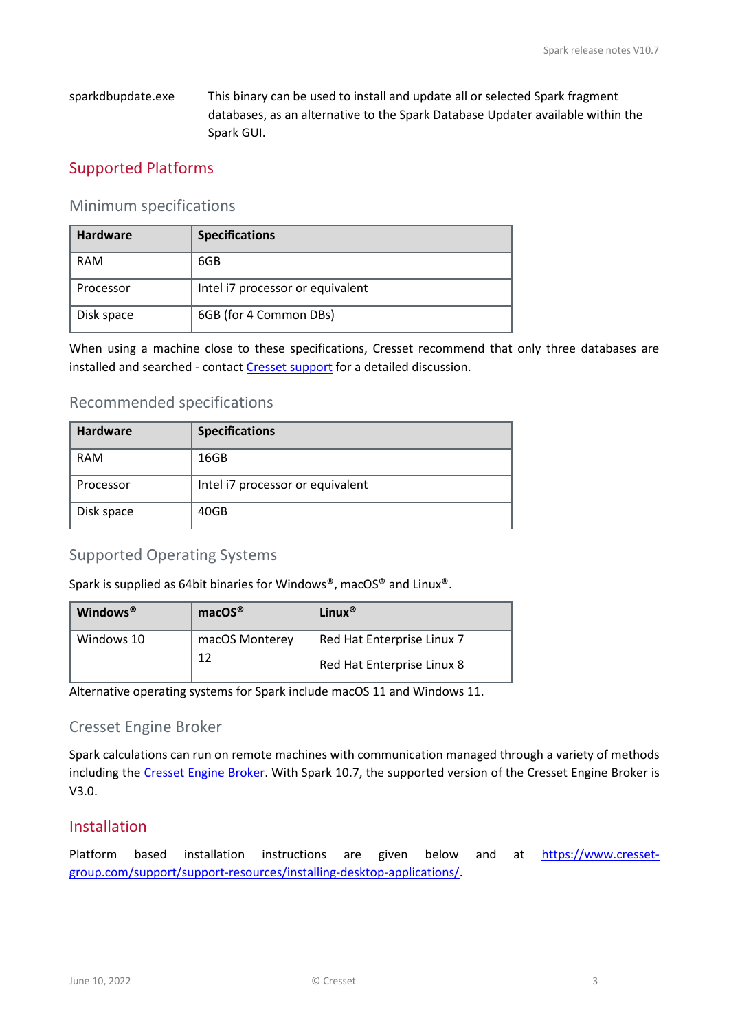sparkdbupdate.exe — This binary can be used to install and update all or selected Spark fragment databases, as an alternative to the Spark Database Updater available within the Spark GUI.

## Supported Platforms

### Minimum specifications

| Hardware | Specifications |
| --- | --- |
| RAM | 6GB |
| Processor | Intel i7 processor or equivalent |
| Disk space | 6GB (for 4 Common DBs) |

When using a machine close to these specifications, Cresset recommend that only three databases are installed and searched - contact Cresset support for a detailed discussion.

### Recommended specifications

| Hardware | Specifications |
| --- | --- |
| RAM | 16GB |
| Processor | Intel i7 processor or equivalent |
| Disk space | 40GB |

### Supported Operating Systems

Spark is supplied as 64bit binaries for Windows®, macOS® and Linux®.

| Windows® | macOS® | Linux® |
| --- | --- | --- |
| Windows 10 | macOS Monterey 12 | Red Hat Enterprise Linux 7<br>Red Hat Enterprise Linux 8 |

Alternative operating systems for Spark include macOS 11 and Windows 11.

### Cresset Engine Broker

Spark calculations can run on remote machines with communication managed through a variety of methods including the Cresset Engine Broker. With Spark 10.7, the supported version of the Cresset Engine Broker is V3.0.

## Installation

Platform based installation instructions are given below and at https://www.cresset-group.com/support/support-resources/installing-desktop-applications/.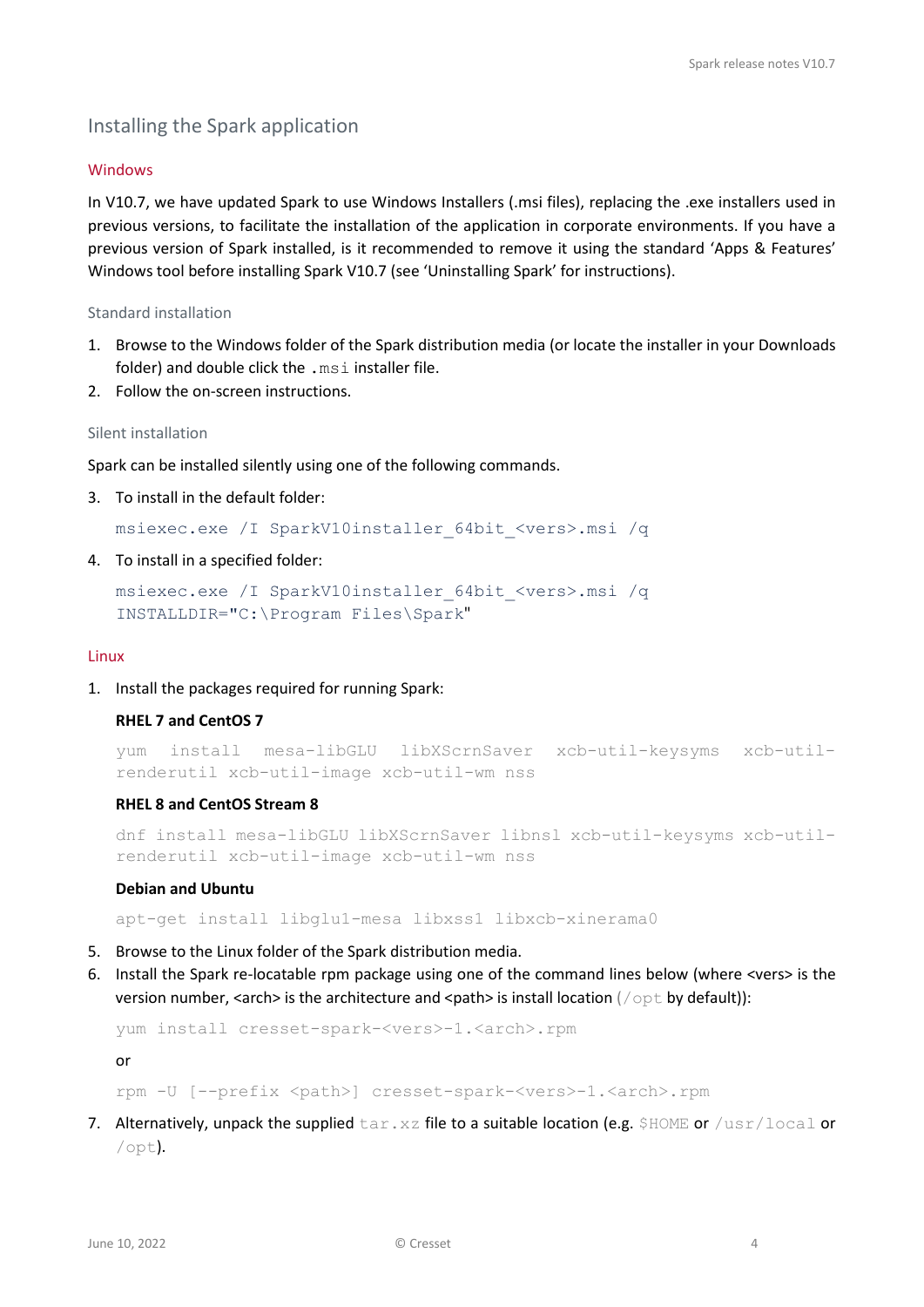## Installing the Spark application

### Windows

In V10.7, we have updated Spark to use Windows Installers (.msi files), replacing the .exe installers used in previous versions, to facilitate the installation of the application in corporate environments. If you have a previous version of Spark installed, is it recommended to remove it using the standard 'Apps & Features' Windows tool before installing Spark V10.7 (see 'Uninstalling Spark' for instructions).

#### Standard installation

1. Browse to the Windows folder of the Spark distribution media (or locate the installer in your Downloads folder) and double click the `.msi` installer file.
2. Follow the on-screen instructions.

#### Silent installation

Spark can be installed silently using one of the following commands.

3. To install in the default folder:

   ```
   msiexec.exe /I SparkV10installer_64bit_<vers>.msi /q
   ```

4. To install in a specified folder:

   ```
   msiexec.exe /I SparkV10installer_64bit_<vers>.msi /q
   INSTALLDIR="C:\Program Files\Spark"
   ```

### Linux

1. Install the packages required for running Spark:

   **RHEL 7 and CentOS 7**

   ```
   yum install mesa-libGLU libXScrnSaver xcb-util-keysyms xcb-util-renderutil xcb-util-image xcb-util-wm nss
   ```

   **RHEL 8 and CentOS Stream 8**

   ```
   dnf install mesa-libGLU libXScrnSaver libnsl xcb-util-keysyms xcb-util-renderutil xcb-util-image xcb-util-wm nss
   ```

   **Debian and Ubuntu**

   ```
   apt-get install libglu1-mesa libxss1 libxcb-xinerama0
   ```

5. Browse to the Linux folder of the Spark distribution media.
6. Install the Spark re-locatable rpm package using one of the command lines below (where <vers> is the version number, <arch> is the architecture and <path> is install location (`/opt` by default)):

   ```
   yum install cresset-spark-<vers>-1.<arch>.rpm
   ```

   or

   ```
   rpm -U [--prefix <path>] cresset-spark-<vers>-1.<arch>.rpm
   ```

7. Alternatively, unpack the supplied `tar.xz` file to a suitable location (e.g. `$HOME` or `/usr/local` or `/opt`).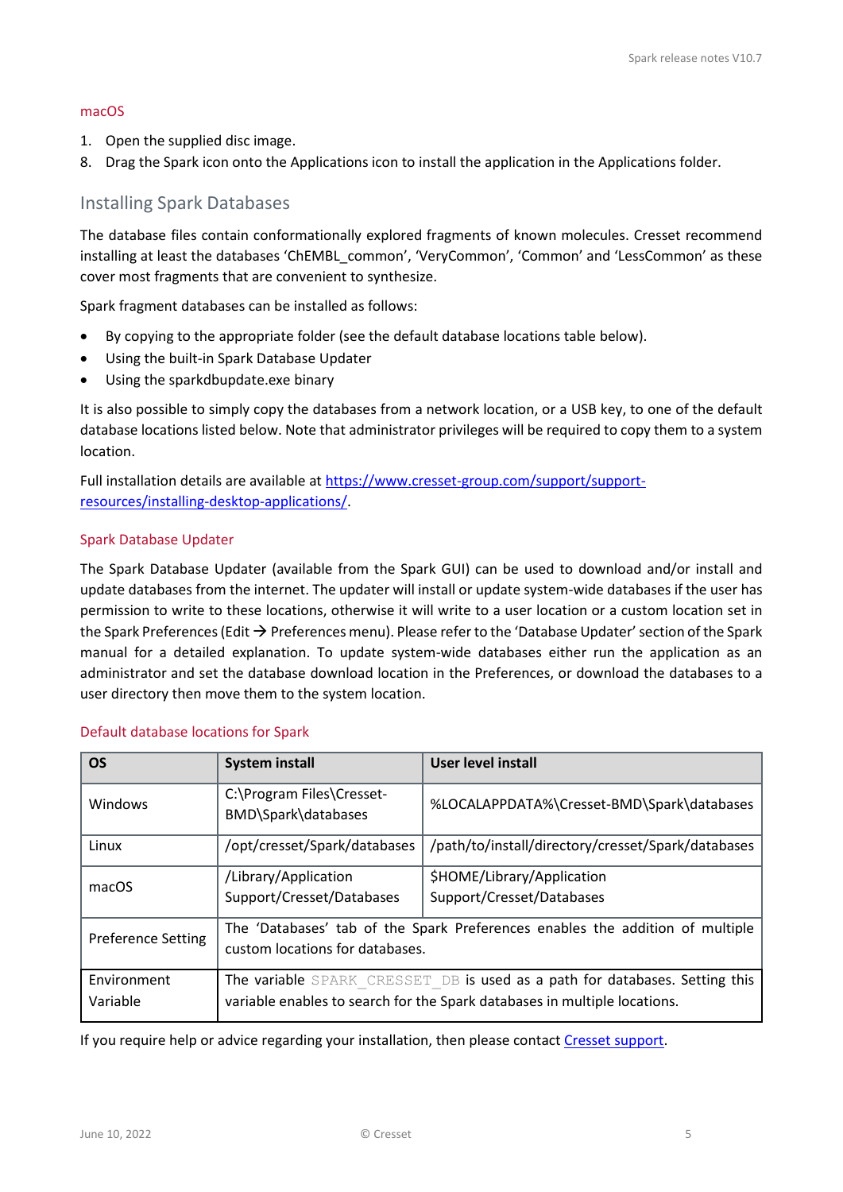### macOS

1. Open the supplied disc image.
8. Drag the Spark icon onto the Applications icon to install the application in the Applications folder.

## Installing Spark Databases

The database files contain conformationally explored fragments of known molecules. Cresset recommend installing at least the databases 'ChEMBL_common', 'VeryCommon', 'Common' and 'LessCommon' as these cover most fragments that are convenient to synthesize.

Spark fragment databases can be installed as follows:

- By copying to the appropriate folder (see the default database locations table below).
- Using the built-in Spark Database Updater
- Using the sparkdbupdate.exe binary

It is also possible to simply copy the databases from a network location, or a USB key, to one of the default database locations listed below. Note that administrator privileges will be required to copy them to a system location.

Full installation details are available at https://www.cresset-group.com/support/support-resources/installing-desktop-applications/.

### Spark Database Updater

The Spark Database Updater (available from the Spark GUI) can be used to download and/or install and update databases from the internet. The updater will install or update system-wide databases if the user has permission to write to these locations, otherwise it will write to a user location or a custom location set in the Spark Preferences (Edit → Preferences menu). Please refer to the 'Database Updater' section of the Spark manual for a detailed explanation. To update system-wide databases either run the application as an administrator and set the database download location in the Preferences, or download the databases to a user directory then move them to the system location.

### Default database locations for Spark

| OS | System install | User level install |
|---|---|---|
| Windows | C:\Program Files\Cresset-BMD\Spark\databases | %LOCALAPPDATA%\Cresset-BMD\Spark\databases |
| Linux | /opt/cresset/Spark/databases | /path/to/install/directory/cresset/Spark/databases |
| macOS | /Library/Application Support/Cresset/Databases | $HOME/Library/Application Support/Cresset/Databases |
| Preference Setting | The 'Databases' tab of the Spark Preferences enables the addition of multiple custom locations for databases. | |
| Environment Variable | The variable `SPARK_CRESSET_DB` is used as a path for databases. Setting this variable enables to search for the Spark databases in multiple locations. | |

If you require help or advice regarding your installation, then please contact Cresset support.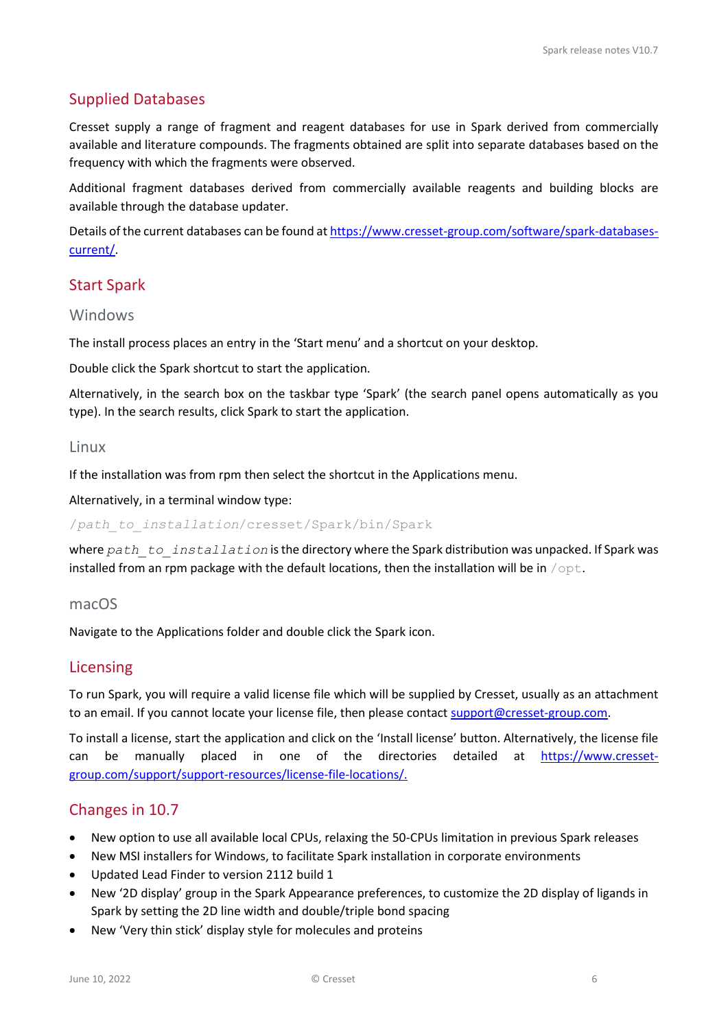## Supplied Databases

Cresset supply a range of fragment and reagent databases for use in Spark derived from commercially available and literature compounds. The fragments obtained are split into separate databases based on the frequency with which the fragments were observed.

Additional fragment databases derived from commercially available reagents and building blocks are available through the database updater.

Details of the current databases can be found at [https://www.cresset-group.com/software/spark-databases-current/](https://www.cresset-group.com/software/spark-databases-current/).

## Start Spark

### Windows

The install process places an entry in the 'Start menu' and a shortcut on your desktop.

Double click the Spark shortcut to start the application.

Alternatively, in the search box on the taskbar type 'Spark' (the search panel opens automatically as you type). In the search results, click Spark to start the application.

### Linux

If the installation was from rpm then select the shortcut in the Applications menu.

Alternatively, in a terminal window type:

```
/path_to_installation/cresset/Spark/bin/Spark
```

where `path_to_installation` is the directory where the Spark distribution was unpacked. If Spark was installed from an rpm package with the default locations, then the installation will be in `/opt`.

### macOS

Navigate to the Applications folder and double click the Spark icon.

## Licensing

To run Spark, you will require a valid license file which will be supplied by Cresset, usually as an attachment to an email. If you cannot locate your license file, then please contact [support@cresset-group.com](mailto:support@cresset-group.com).

To install a license, start the application and click on the 'Install license' button. Alternatively, the license file can be manually placed in one of the directories detailed at [https://www.cresset-group.com/support/support-resources/license-file-locations/.](https://www.cresset-group.com/support/support-resources/license-file-locations/)

## Changes in 10.7

- New option to use all available local CPUs, relaxing the 50-CPUs limitation in previous Spark releases
- New MSI installers for Windows, to facilitate Spark installation in corporate environments
- Updated Lead Finder to version 2112 build 1
- New '2D display' group in the Spark Appearance preferences, to customize the 2D display of ligands in Spark by setting the 2D line width and double/triple bond spacing
- New 'Very thin stick' display style for molecules and proteins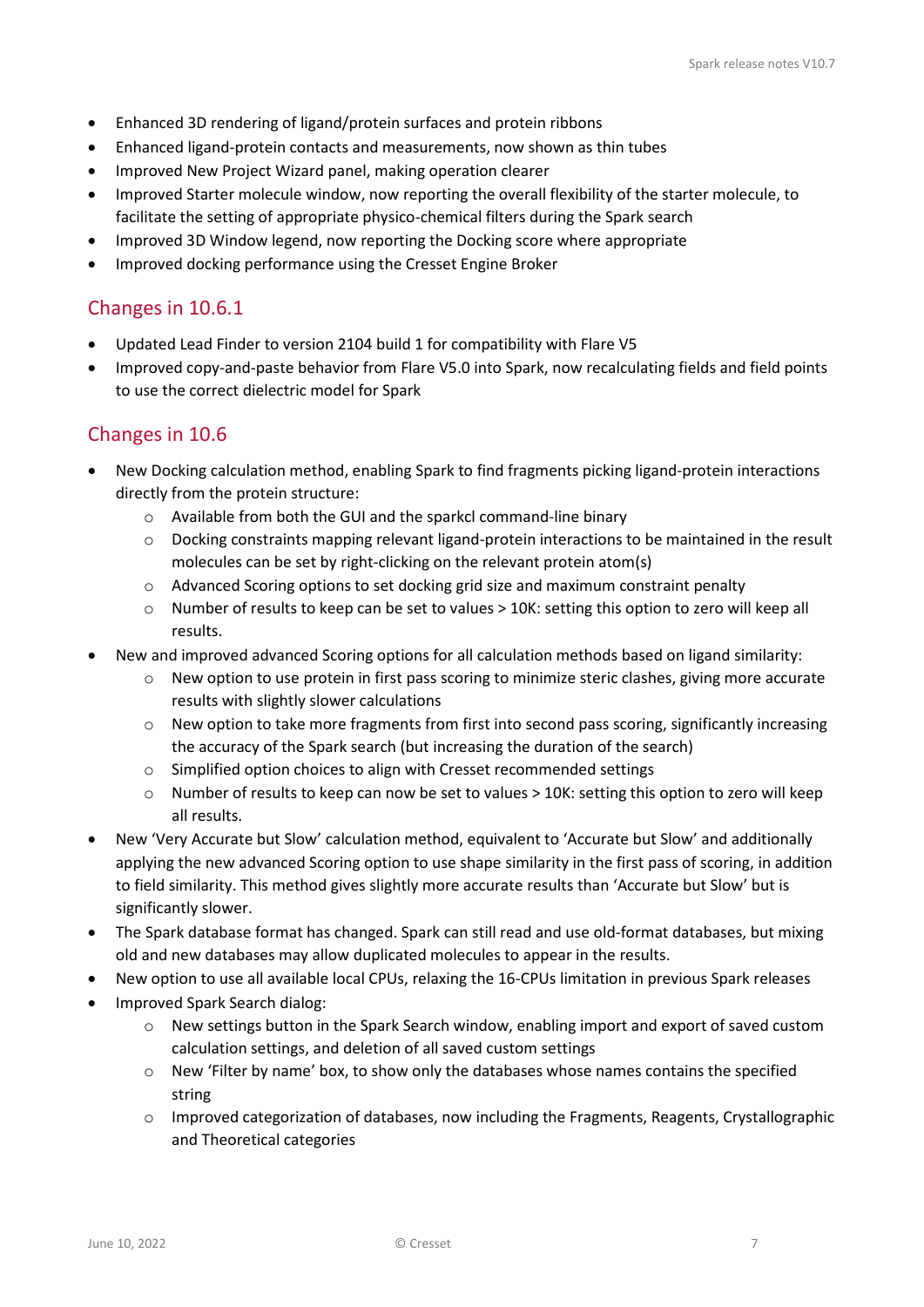- Enhanced 3D rendering of ligand/protein surfaces and protein ribbons
- Enhanced ligand-protein contacts and measurements, now shown as thin tubes
- Improved New Project Wizard panel, making operation clearer
- Improved Starter molecule window, now reporting the overall flexibility of the starter molecule, to facilitate the setting of appropriate physico-chemical filters during the Spark search
- Improved 3D Window legend, now reporting the Docking score where appropriate
- Improved docking performance using the Cresset Engine Broker

## Changes in 10.6.1

- Updated Lead Finder to version 2104 build 1 for compatibility with Flare V5
- Improved copy-and-paste behavior from Flare V5.0 into Spark, now recalculating fields and field points to use the correct dielectric model for Spark

## Changes in 10.6

- New Docking calculation method, enabling Spark to find fragments picking ligand-protein interactions directly from the protein structure:
    - Available from both the GUI and the sparkcl command-line binary
    - Docking constraints mapping relevant ligand-protein interactions to be maintained in the result molecules can be set by right-clicking on the relevant protein atom(s)
    - Advanced Scoring options to set docking grid size and maximum constraint penalty
    - Number of results to keep can be set to values > 10K: setting this option to zero will keep all results.
- New and improved advanced Scoring options for all calculation methods based on ligand similarity:
    - New option to use protein in first pass scoring to minimize steric clashes, giving more accurate results with slightly slower calculations
    - New option to take more fragments from first into second pass scoring, significantly increasing the accuracy of the Spark search (but increasing the duration of the search)
    - Simplified option choices to align with Cresset recommended settings
    - Number of results to keep can now be set to values > 10K: setting this option to zero will keep all results.
- New 'Very Accurate but Slow' calculation method, equivalent to 'Accurate but Slow' and additionally applying the new advanced Scoring option to use shape similarity in the first pass of scoring, in addition to field similarity. This method gives slightly more accurate results than 'Accurate but Slow' but is significantly slower.
- The Spark database format has changed. Spark can still read and use old-format databases, but mixing old and new databases may allow duplicated molecules to appear in the results.
- New option to use all available local CPUs, relaxing the 16-CPUs limitation in previous Spark releases
- Improved Spark Search dialog:
    - New settings button in the Spark Search window, enabling import and export of saved custom calculation settings, and deletion of all saved custom settings
    - New 'Filter by name' box, to show only the databases whose names contains the specified string
    - Improved categorization of databases, now including the Fragments, Reagents, Crystallographic and Theoretical categories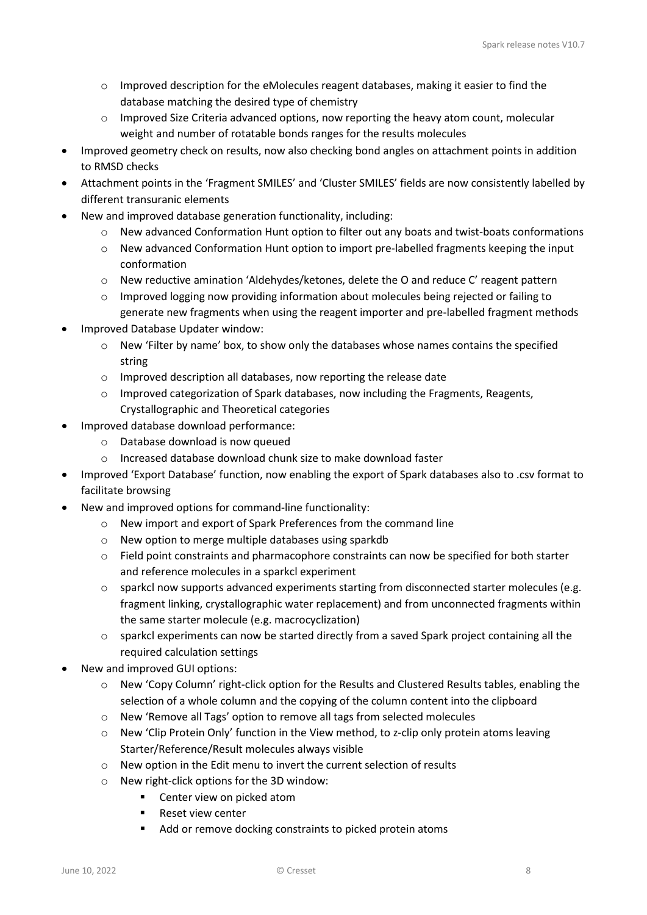- Improved description for the eMolecules reagent databases, making it easier to find the database matching the desired type of chemistry
  - Improved Size Criteria advanced options, now reporting the heavy atom count, molecular weight and number of rotatable bonds ranges for the results molecules
- Improved geometry check on results, now also checking bond angles on attachment points in addition to RMSD checks
- Attachment points in the 'Fragment SMILES' and 'Cluster SMILES' fields are now consistently labelled by different transuranic elements
- New and improved database generation functionality, including:
  - New advanced Conformation Hunt option to filter out any boats and twist-boats conformations
  - New advanced Conformation Hunt option to import pre-labelled fragments keeping the input conformation
  - New reductive amination 'Aldehydes/ketones, delete the O and reduce C' reagent pattern
  - Improved logging now providing information about molecules being rejected or failing to generate new fragments when using the reagent importer and pre-labelled fragment methods
- Improved Database Updater window:
  - New 'Filter by name' box, to show only the databases whose names contains the specified string
  - Improved description all databases, now reporting the release date
  - Improved categorization of Spark databases, now including the Fragments, Reagents, Crystallographic and Theoretical categories
- Improved database download performance:
  - Database download is now queued
  - Increased database download chunk size to make download faster
- Improved 'Export Database' function, now enabling the export of Spark databases also to .csv format to facilitate browsing
- New and improved options for command-line functionality:
  - New import and export of Spark Preferences from the command line
  - New option to merge multiple databases using sparkdb
  - Field point constraints and pharmacophore constraints can now be specified for both starter and reference molecules in a sparkcl experiment
  - sparkcl now supports advanced experiments starting from disconnected starter molecules (e.g. fragment linking, crystallographic water replacement) and from unconnected fragments within the same starter molecule (e.g. macrocyclization)
  - sparkcl experiments can now be started directly from a saved Spark project containing all the required calculation settings
- New and improved GUI options:
  - New 'Copy Column' right-click option for the Results and Clustered Results tables, enabling the selection of a whole column and the copying of the column content into the clipboard
  - New 'Remove all Tags' option to remove all tags from selected molecules
  - New 'Clip Protein Only' function in the View method, to z-clip only protein atoms leaving Starter/Reference/Result molecules always visible
  - New option in the Edit menu to invert the current selection of results
  - New right-click options for the 3D window:
    - Center view on picked atom
    - Reset view center
    - Add or remove docking constraints to picked protein atoms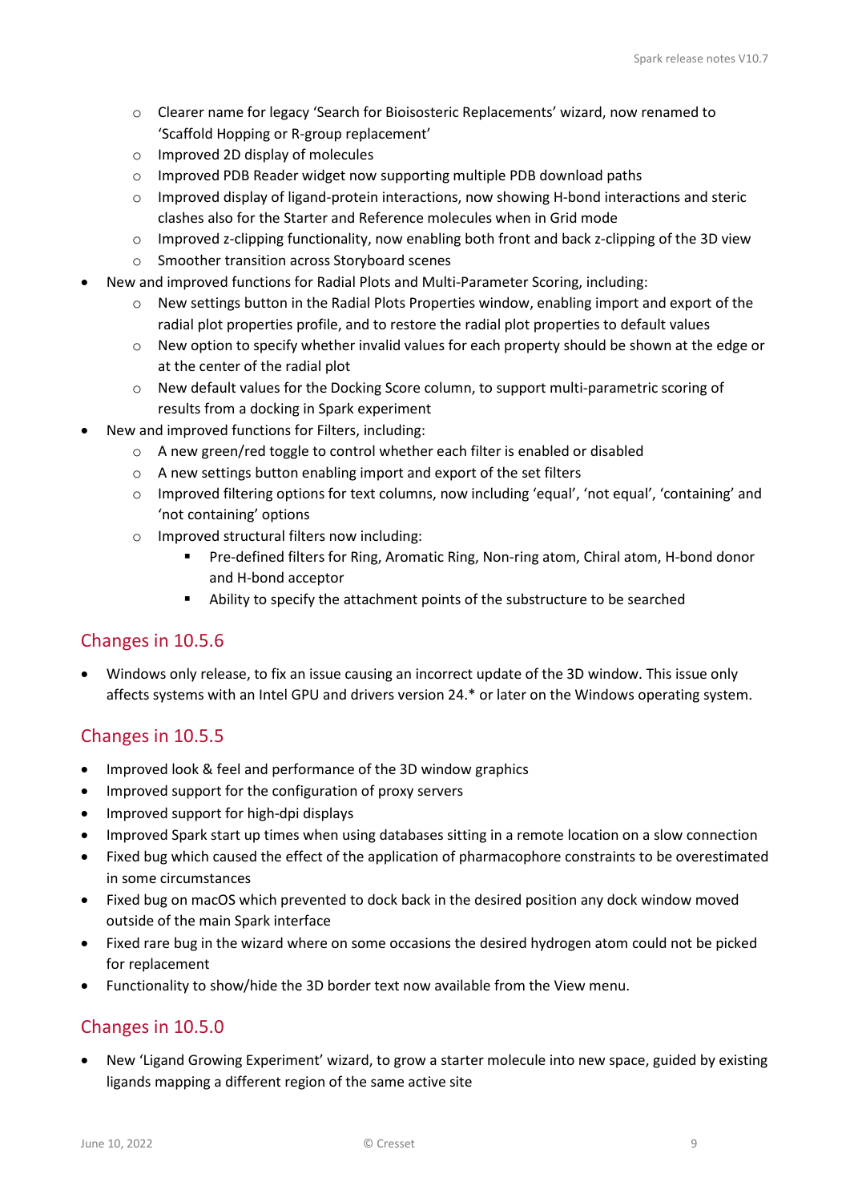- Clearer name for legacy ‘Search for Bioisosteric Replacements’ wizard, now renamed to ‘Scaffold Hopping or R-group replacement’
    - Improved 2D display of molecules
    - Improved PDB Reader widget now supporting multiple PDB download paths
    - Improved display of ligand-protein interactions, now showing H-bond interactions and steric clashes also for the Starter and Reference molecules when in Grid mode
    - Improved z-clipping functionality, now enabling both front and back z-clipping of the 3D view
    - Smoother transition across Storyboard scenes
- New and improved functions for Radial Plots and Multi-Parameter Scoring, including:
    - New settings button in the Radial Plots Properties window, enabling import and export of the radial plot properties profile, and to restore the radial plot properties to default values
    - New option to specify whether invalid values for each property should be shown at the edge or at the center of the radial plot
    - New default values for the Docking Score column, to support multi-parametric scoring of results from a docking in Spark experiment
- New and improved functions for Filters, including:
    - A new green/red toggle to control whether each filter is enabled or disabled
    - A new settings button enabling import and export of the set filters
    - Improved filtering options for text columns, now including ‘equal’, ‘not equal’, ‘containing’ and ‘not containing’ options
    - Improved structural filters now including:
        - Pre-defined filters for Ring, Aromatic Ring, Non-ring atom, Chiral atom, H-bond donor and H-bond acceptor
        - Ability to specify the attachment points of the substructure to be searched

## Changes in 10.5.6

- Windows only release, to fix an issue causing an incorrect update of the 3D window. This issue only affects systems with an Intel GPU and drivers version 24.* or later on the Windows operating system.

## Changes in 10.5.5

- Improved look & feel and performance of the 3D window graphics
- Improved support for the configuration of proxy servers
- Improved support for high-dpi displays
- Improved Spark start up times when using databases sitting in a remote location on a slow connection
- Fixed bug which caused the effect of the application of pharmacophore constraints to be overestimated in some circumstances
- Fixed bug on macOS which prevented to dock back in the desired position any dock window moved outside of the main Spark interface
- Fixed rare bug in the wizard where on some occasions the desired hydrogen atom could not be picked for replacement
- Functionality to show/hide the 3D border text now available from the View menu.

## Changes in 10.5.0

- New ‘Ligand Growing Experiment’ wizard, to grow a starter molecule into new space, guided by existing ligands mapping a different region of the same active site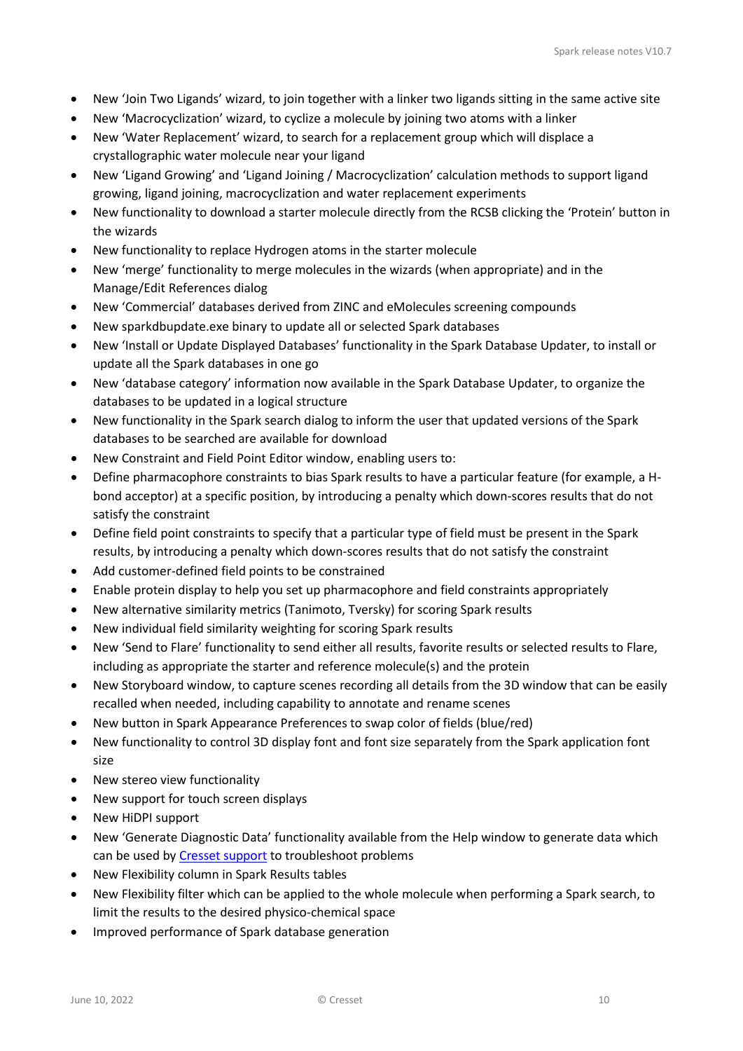- New 'Join Two Ligands' wizard, to join together with a linker two ligands sitting in the same active site
- New 'Macrocyclization' wizard, to cyclize a molecule by joining two atoms with a linker
- New 'Water Replacement' wizard, to search for a replacement group which will displace a crystallographic water molecule near your ligand
- New 'Ligand Growing' and 'Ligand Joining / Macrocyclization' calculation methods to support ligand growing, ligand joining, macrocyclization and water replacement experiments
- New functionality to download a starter molecule directly from the RCSB clicking the 'Protein' button in the wizards
- New functionality to replace Hydrogen atoms in the starter molecule
- New 'merge' functionality to merge molecules in the wizards (when appropriate) and in the Manage/Edit References dialog
- New 'Commercial' databases derived from ZINC and eMolecules screening compounds
- New sparkdbupdate.exe binary to update all or selected Spark databases
- New 'Install or Update Displayed Databases' functionality in the Spark Database Updater, to install or update all the Spark databases in one go
- New 'database category' information now available in the Spark Database Updater, to organize the databases to be updated in a logical structure
- New functionality in the Spark search dialog to inform the user that updated versions of the Spark databases to be searched are available for download
- New Constraint and Field Point Editor window, enabling users to:
- Define pharmacophore constraints to bias Spark results to have a particular feature (for example, a H-bond acceptor) at a specific position, by introducing a penalty which down-scores results that do not satisfy the constraint
- Define field point constraints to specify that a particular type of field must be present in the Spark results, by introducing a penalty which down-scores results that do not satisfy the constraint
- Add customer-defined field points to be constrained
- Enable protein display to help you set up pharmacophore and field constraints appropriately
- New alternative similarity metrics (Tanimoto, Tversky) for scoring Spark results
- New individual field similarity weighting for scoring Spark results
- New 'Send to Flare' functionality to send either all results, favorite results or selected results to Flare, including as appropriate the starter and reference molecule(s) and the protein
- New Storyboard window, to capture scenes recording all details from the 3D window that can be easily recalled when needed, including capability to annotate and rename scenes
- New button in Spark Appearance Preferences to swap color of fields (blue/red)
- New functionality to control 3D display font and font size separately from the Spark application font size
- New stereo view functionality
- New support for touch screen displays
- New HiDPI support
- New 'Generate Diagnostic Data' functionality available from the Help window to generate data which can be used by Cresset support to troubleshoot problems
- New Flexibility column in Spark Results tables
- New Flexibility filter which can be applied to the whole molecule when performing a Spark search, to limit the results to the desired physico-chemical space
- Improved performance of Spark database generation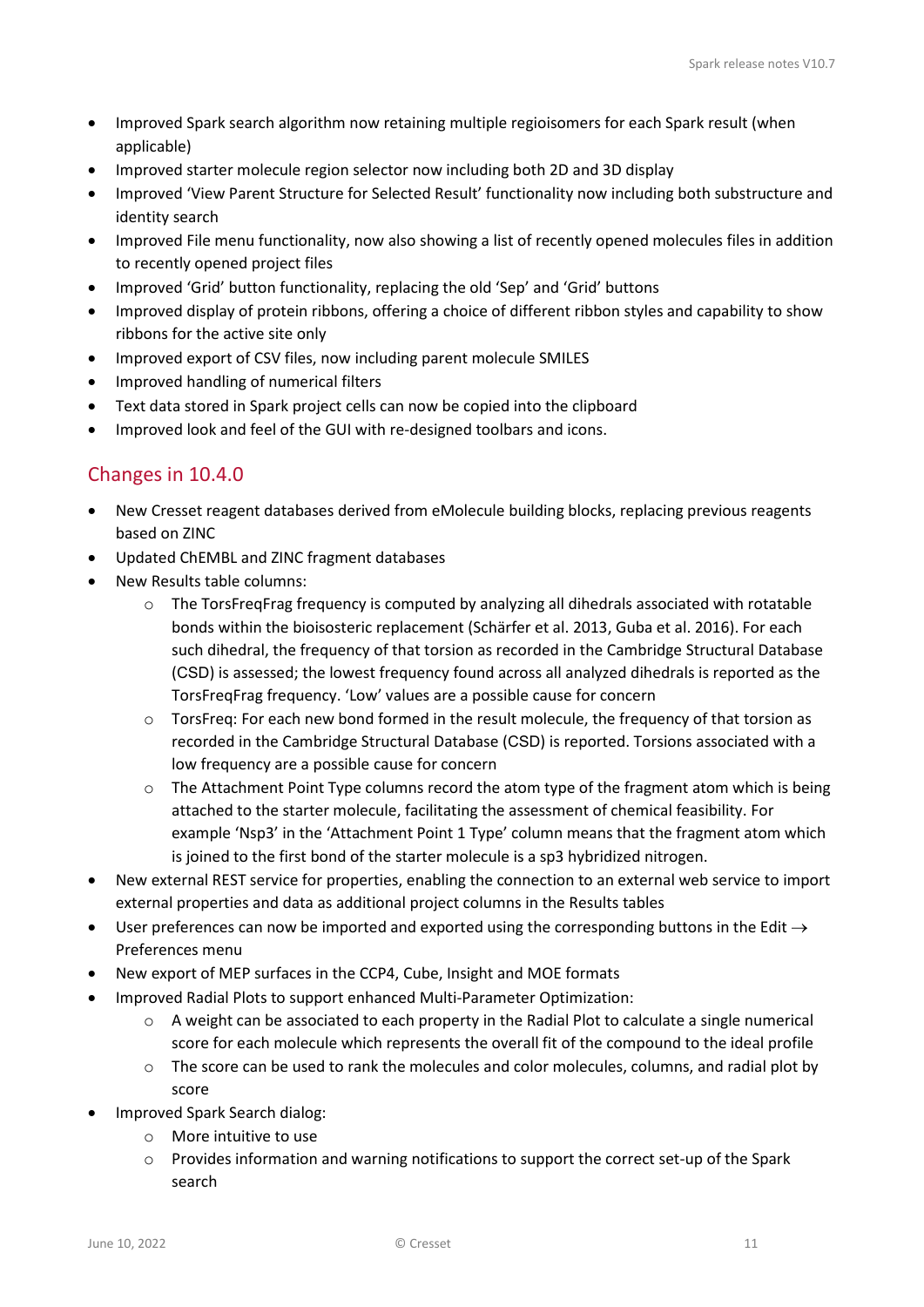- Improved Spark search algorithm now retaining multiple regioisomers for each Spark result (when applicable)
- Improved starter molecule region selector now including both 2D and 3D display
- Improved 'View Parent Structure for Selected Result' functionality now including both substructure and identity search
- Improved File menu functionality, now also showing a list of recently opened molecules files in addition to recently opened project files
- Improved 'Grid' button functionality, replacing the old 'Sep' and 'Grid' buttons
- Improved display of protein ribbons, offering a choice of different ribbon styles and capability to show ribbons for the active site only
- Improved export of CSV files, now including parent molecule SMILES
- Improved handling of numerical filters
- Text data stored in Spark project cells can now be copied into the clipboard
- Improved look and feel of the GUI with re-designed toolbars and icons.

## Changes in 10.4.0

- New Cresset reagent databases derived from eMolecule building blocks, replacing previous reagents based on ZINC
- Updated ChEMBL and ZINC fragment databases
- New Results table columns:
    - The TorsFreqFrag frequency is computed by analyzing all dihedrals associated with rotatable bonds within the bioisosteric replacement (Schärfer et al. 2013, Guba et al. 2016). For each such dihedral, the frequency of that torsion as recorded in the Cambridge Structural Database (CSD) is assessed; the lowest frequency found across all analyzed dihedrals is reported as the TorsFreqFrag frequency. 'Low' values are a possible cause for concern
    - TorsFreq: For each new bond formed in the result molecule, the frequency of that torsion as recorded in the Cambridge Structural Database (CSD) is reported. Torsions associated with a low frequency are a possible cause for concern
    - The Attachment Point Type columns record the atom type of the fragment atom which is being attached to the starter molecule, facilitating the assessment of chemical feasibility. For example 'Nsp3' in the 'Attachment Point 1 Type' column means that the fragment atom which is joined to the first bond of the starter molecule is a sp3 hybridized nitrogen.
- New external REST service for properties, enabling the connection to an external web service to import external properties and data as additional project columns in the Results tables
- User preferences can now be imported and exported using the corresponding buttons in the Edit → Preferences menu
- New export of MEP surfaces in the CCP4, Cube, Insight and MOE formats
- Improved Radial Plots to support enhanced Multi-Parameter Optimization:
    - A weight can be associated to each property in the Radial Plot to calculate a single numerical score for each molecule which represents the overall fit of the compound to the ideal profile
    - The score can be used to rank the molecules and color molecules, columns, and radial plot by score
- Improved Spark Search dialog:
    - More intuitive to use
    - Provides information and warning notifications to support the correct set-up of the Spark search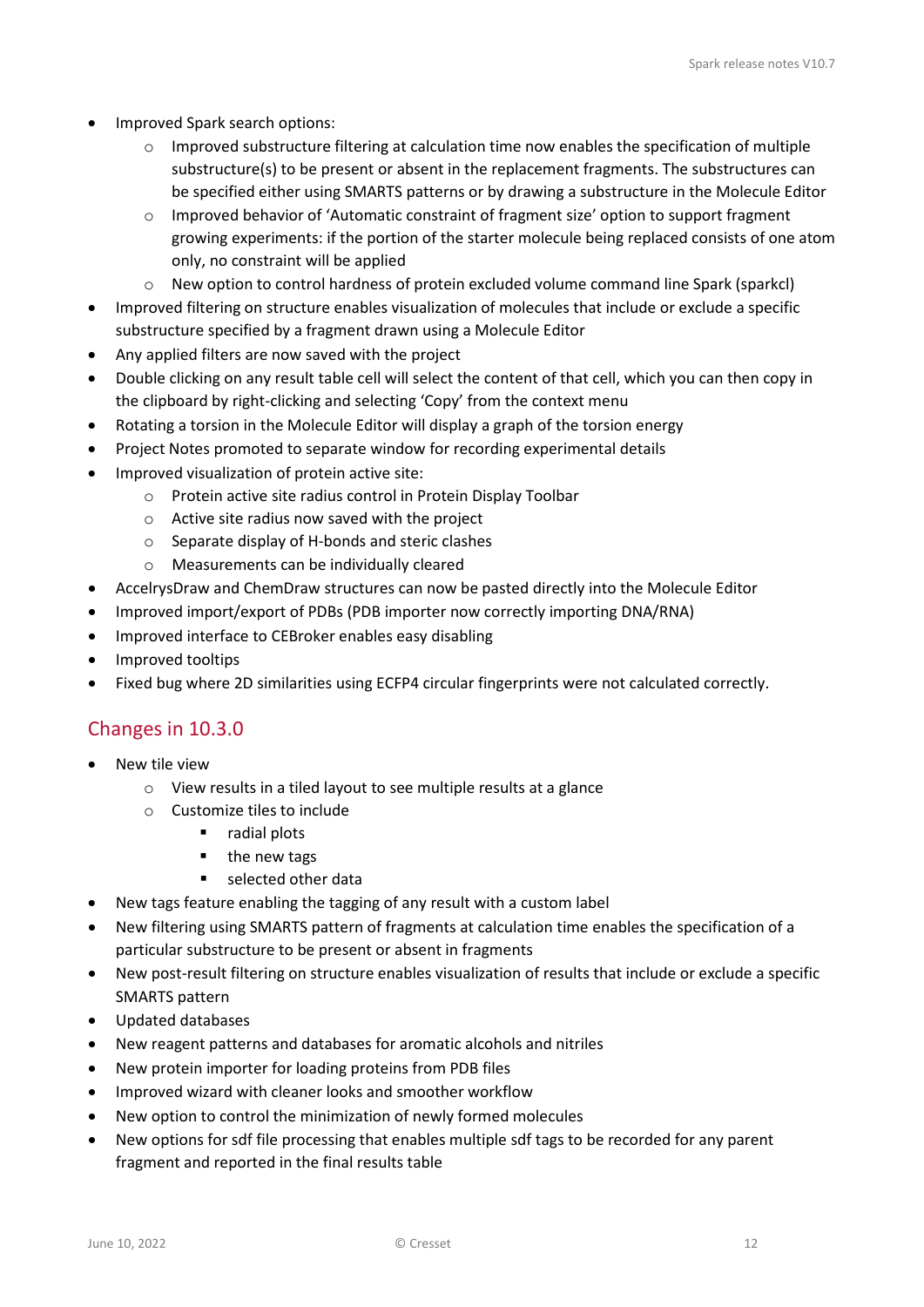- Improved Spark search options:
  - Improved substructure filtering at calculation time now enables the specification of multiple substructure(s) to be present or absent in the replacement fragments. The substructures can be specified either using SMARTS patterns or by drawing a substructure in the Molecule Editor
  - Improved behavior of 'Automatic constraint of fragment size' option to support fragment growing experiments: if the portion of the starter molecule being replaced consists of one atom only, no constraint will be applied
  - New option to control hardness of protein excluded volume command line Spark (sparkcl)
- Improved filtering on structure enables visualization of molecules that include or exclude a specific substructure specified by a fragment drawn using a Molecule Editor
- Any applied filters are now saved with the project
- Double clicking on any result table cell will select the content of that cell, which you can then copy in the clipboard by right-clicking and selecting 'Copy' from the context menu
- Rotating a torsion in the Molecule Editor will display a graph of the torsion energy
- Project Notes promoted to separate window for recording experimental details
- Improved visualization of protein active site:
  - Protein active site radius control in Protein Display Toolbar
  - Active site radius now saved with the project
  - Separate display of H-bonds and steric clashes
  - Measurements can be individually cleared
- AccelrysDraw and ChemDraw structures can now be pasted directly into the Molecule Editor
- Improved import/export of PDBs (PDB importer now correctly importing DNA/RNA)
- Improved interface to CEBroker enables easy disabling
- Improved tooltips
- Fixed bug where 2D similarities using ECFP4 circular fingerprints were not calculated correctly.

## Changes in 10.3.0

- New tile view
  - View results in a tiled layout to see multiple results at a glance
  - Customize tiles to include
    - radial plots
    - the new tags
    - selected other data
- New tags feature enabling the tagging of any result with a custom label
- New filtering using SMARTS pattern of fragments at calculation time enables the specification of a particular substructure to be present or absent in fragments
- New post-result filtering on structure enables visualization of results that include or exclude a specific SMARTS pattern
- Updated databases
- New reagent patterns and databases for aromatic alcohols and nitriles
- New protein importer for loading proteins from PDB files
- Improved wizard with cleaner looks and smoother workflow
- New option to control the minimization of newly formed molecules
- New options for sdf file processing that enables multiple sdf tags to be recorded for any parent fragment and reported in the final results table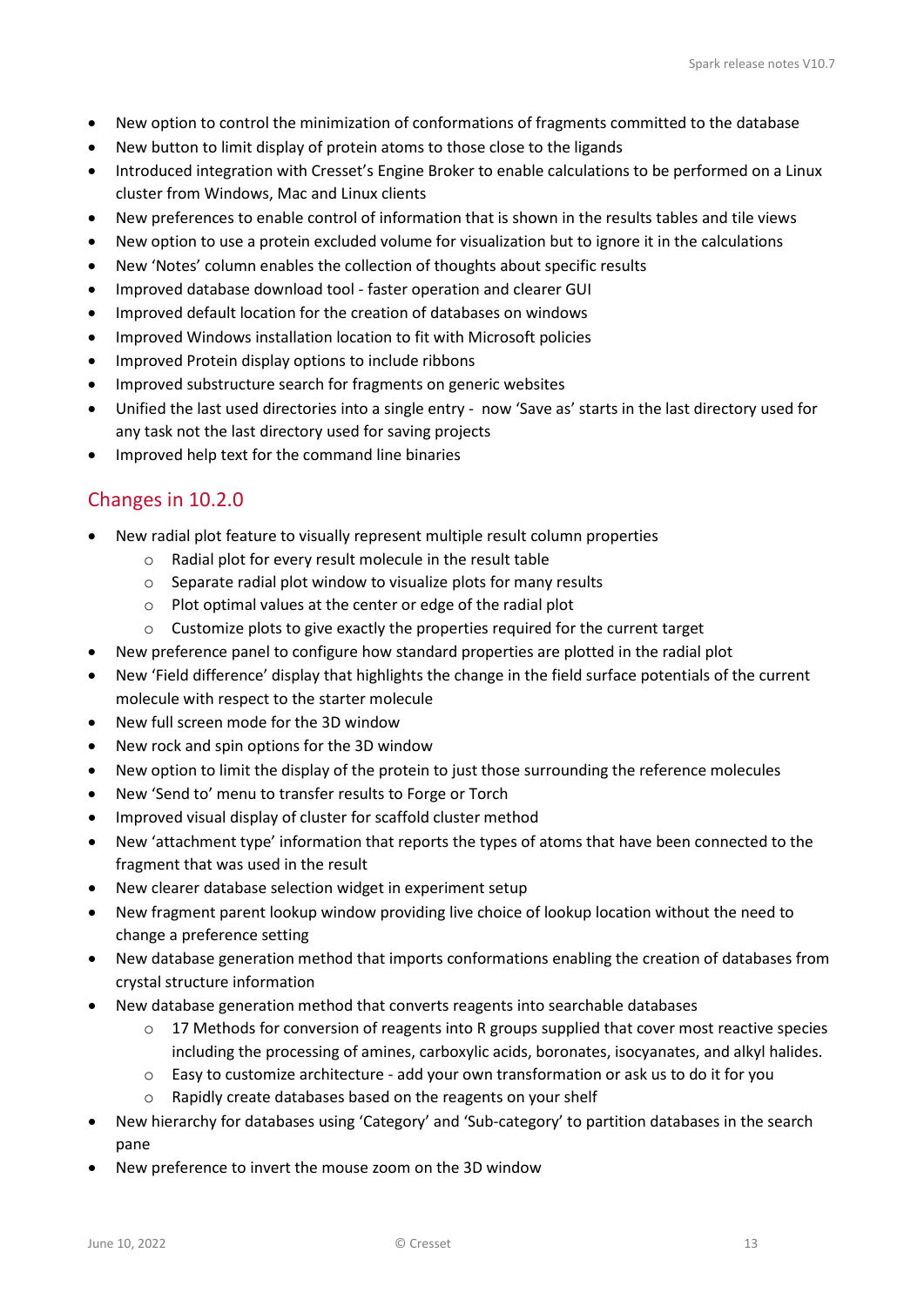- New option to control the minimization of conformations of fragments committed to the database
- New button to limit display of protein atoms to those close to the ligands
- Introduced integration with Cresset's Engine Broker to enable calculations to be performed on a Linux cluster from Windows, Mac and Linux clients
- New preferences to enable control of information that is shown in the results tables and tile views
- New option to use a protein excluded volume for visualization but to ignore it in the calculations
- New 'Notes' column enables the collection of thoughts about specific results
- Improved database download tool - faster operation and clearer GUI
- Improved default location for the creation of databases on windows
- Improved Windows installation location to fit with Microsoft policies
- Improved Protein display options to include ribbons
- Improved substructure search for fragments on generic websites
- Unified the last used directories into a single entry - now 'Save as' starts in the last directory used for any task not the last directory used for saving projects
- Improved help text for the command line binaries

## Changes in 10.2.0

- New radial plot feature to visually represent multiple result column properties
    - Radial plot for every result molecule in the result table
    - Separate radial plot window to visualize plots for many results
    - Plot optimal values at the center or edge of the radial plot
    - Customize plots to give exactly the properties required for the current target
- New preference panel to configure how standard properties are plotted in the radial plot
- New 'Field difference' display that highlights the change in the field surface potentials of the current molecule with respect to the starter molecule
- New full screen mode for the 3D window
- New rock and spin options for the 3D window
- New option to limit the display of the protein to just those surrounding the reference molecules
- New 'Send to' menu to transfer results to Forge or Torch
- Improved visual display of cluster for scaffold cluster method
- New 'attachment type' information that reports the types of atoms that have been connected to the fragment that was used in the result
- New clearer database selection widget in experiment setup
- New fragment parent lookup window providing live choice of lookup location without the need to change a preference setting
- New database generation method that imports conformations enabling the creation of databases from crystal structure information
- New database generation method that converts reagents into searchable databases
    - 17 Methods for conversion of reagents into R groups supplied that cover most reactive species including the processing of amines, carboxylic acids, boronates, isocyanates, and alkyl halides.
    - Easy to customize architecture - add your own transformation or ask us to do it for you
    - Rapidly create databases based on the reagents on your shelf
- New hierarchy for databases using 'Category' and 'Sub-category' to partition databases in the search pane
- New preference to invert the mouse zoom on the 3D window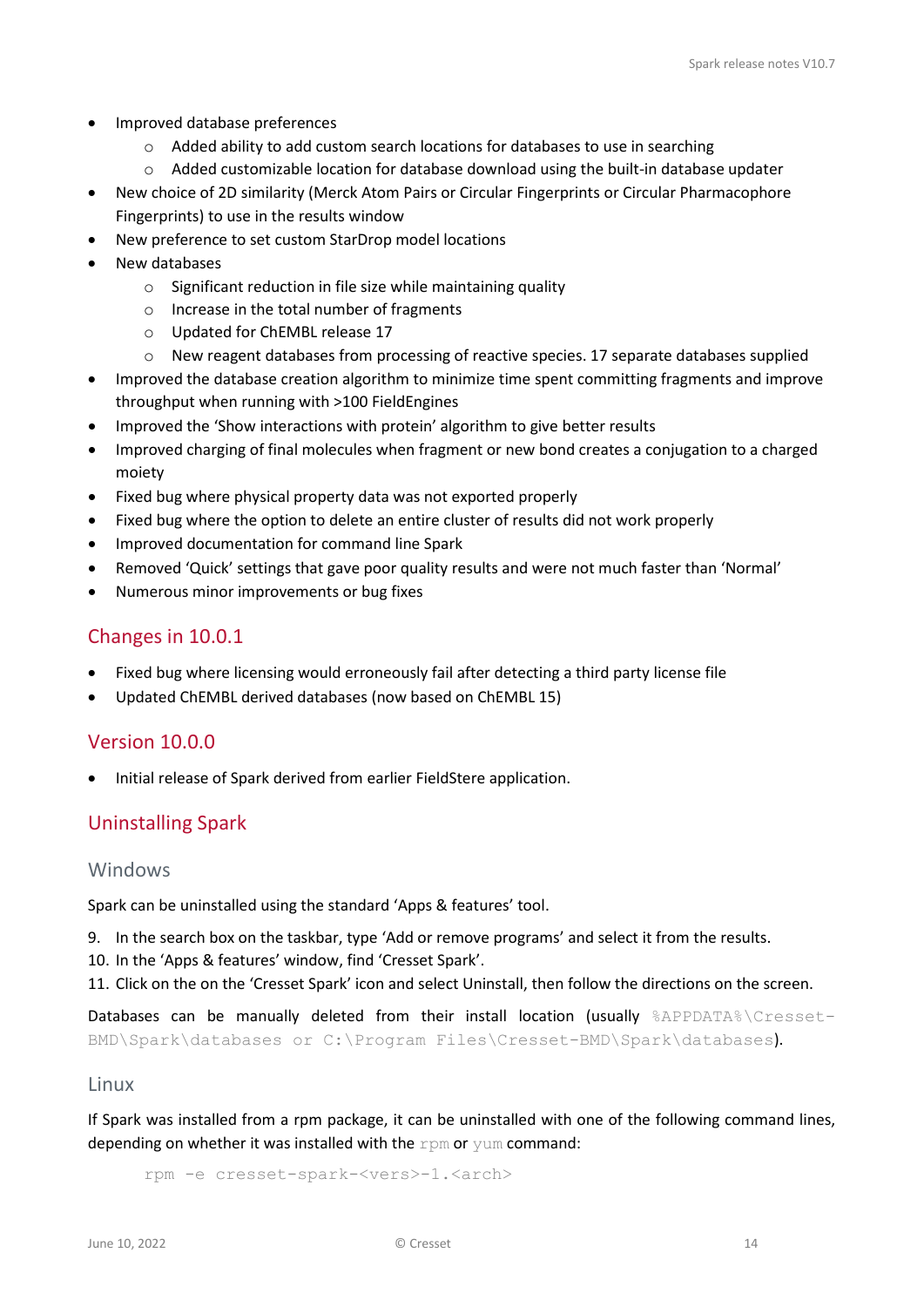- Improved database preferences
  - Added ability to add custom search locations for databases to use in searching
  - Added customizable location for database download using the built-in database updater
- New choice of 2D similarity (Merck Atom Pairs or Circular Fingerprints or Circular Pharmacophore Fingerprints) to use in the results window
- New preference to set custom StarDrop model locations
- New databases
  - Significant reduction in file size while maintaining quality
  - Increase in the total number of fragments
  - Updated for ChEMBL release 17
  - New reagent databases from processing of reactive species. 17 separate databases supplied
- Improved the database creation algorithm to minimize time spent committing fragments and improve throughput when running with >100 FieldEngines
- Improved the 'Show interactions with protein' algorithm to give better results
- Improved charging of final molecules when fragment or new bond creates a conjugation to a charged moiety
- Fixed bug where physical property data was not exported properly
- Fixed bug where the option to delete an entire cluster of results did not work properly
- Improved documentation for command line Spark
- Removed 'Quick' settings that gave poor quality results and were not much faster than 'Normal'
- Numerous minor improvements or bug fixes

## Changes in 10.0.1

- Fixed bug where licensing would erroneously fail after detecting a third party license file
- Updated ChEMBL derived databases (now based on ChEMBL 15)

## Version 10.0.0

- Initial release of Spark derived from earlier FieldStere application.

## Uninstalling Spark

### Windows

Spark can be uninstalled using the standard 'Apps & features' tool.

9. In the search box on the taskbar, type 'Add or remove programs' and select it from the results.
10. In the 'Apps & features' window, find 'Cresset Spark'.
11. Click on the on the 'Cresset Spark' icon and select Uninstall, then follow the directions on the screen.

Databases can be manually deleted from their install location (usually `%APPDATA%\Cresset-BMD\Spark\databases` or `C:\Program Files\Cresset-BMD\Spark\databases`).

### Linux

If Spark was installed from a rpm package, it can be uninstalled with one of the following command lines, depending on whether it was installed with the `rpm` or `yum` command:

```
rpm -e cresset-spark-<vers>-1.<arch>
```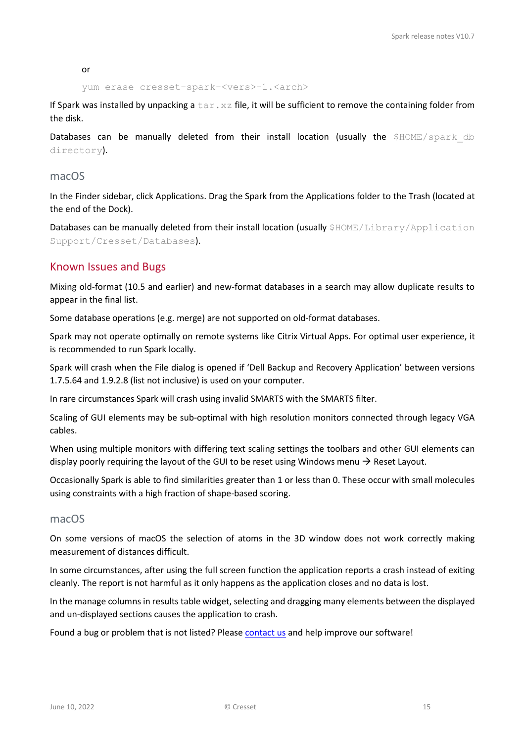or

```
yum erase cresset-spark-<vers>-1.<arch>
```

If Spark was installed by unpacking a `tar.xz` file, it will be sufficient to remove the containing folder from the disk.

Databases can be manually deleted from their install location (usually the `$HOME/spark_db directory`).

### macOS

In the Finder sidebar, click Applications. Drag the Spark from the Applications folder to the Trash (located at the end of the Dock).

Databases can be manually deleted from their install location (usually `$HOME/Library/Application Support/Cresset/Databases`).

## Known Issues and Bugs

Mixing old-format (10.5 and earlier) and new-format databases in a search may allow duplicate results to appear in the final list.

Some database operations (e.g. merge) are not supported on old-format databases.

Spark may not operate optimally on remote systems like Citrix Virtual Apps. For optimal user experience, it is recommended to run Spark locally.

Spark will crash when the File dialog is opened if 'Dell Backup and Recovery Application' between versions 1.7.5.64 and 1.9.2.8 (list not inclusive) is used on your computer.

In rare circumstances Spark will crash using invalid SMARTS with the SMARTS filter.

Scaling of GUI elements may be sub-optimal with high resolution monitors connected through legacy VGA cables.

When using multiple monitors with differing text scaling settings the toolbars and other GUI elements can display poorly requiring the layout of the GUI to be reset using Windows menu → Reset Layout.

Occasionally Spark is able to find similarities greater than 1 or less than 0. These occur with small molecules using constraints with a high fraction of shape-based scoring.

### macOS

On some versions of macOS the selection of atoms in the 3D window does not work correctly making measurement of distances difficult.

In some circumstances, after using the full screen function the application reports a crash instead of exiting cleanly. The report is not harmful as it only happens as the application closes and no data is lost.

In the manage columns in results table widget, selecting and dragging many elements between the displayed and un-displayed sections causes the application to crash.

Found a bug or problem that is not listed? Please contact us and help improve our software!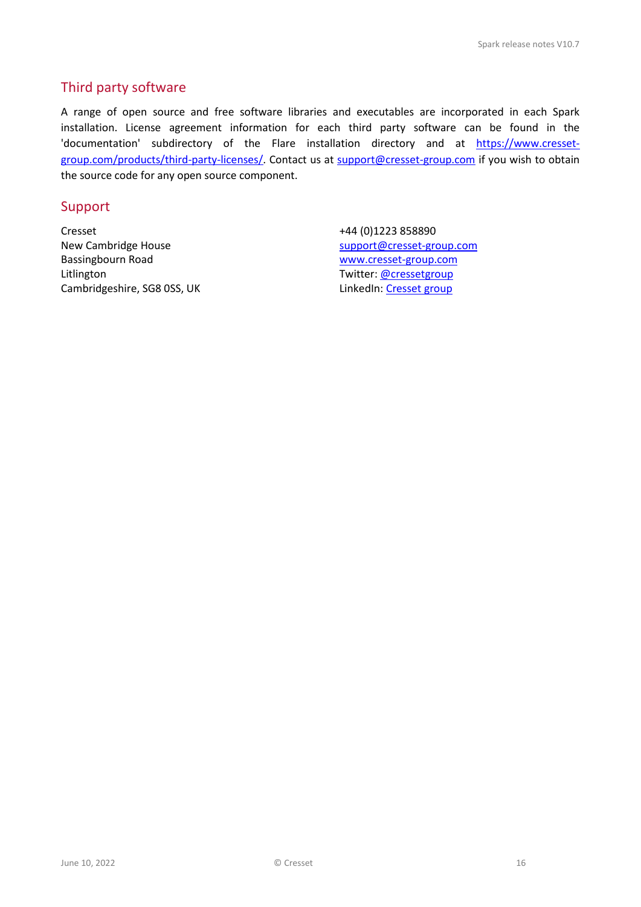## Third party software

A range of open source and free software libraries and executables are incorporated in each Spark installation. License agreement information for each third party software can be found in the 'documentation' subdirectory of the Flare installation directory and at https://www.cresset-group.com/products/third-party-licenses/. Contact us at support@cresset-group.com if you wish to obtain the source code for any open source component.

## Support

Cresset
New Cambridge House
Bassingbourn Road
Litlington
Cambridgeshire, SG8 0SS, UK

+44 (0)1223 858890
support@cresset-group.com
www.cresset-group.com
Twitter: @cressetgroup
LinkedIn: Cresset group